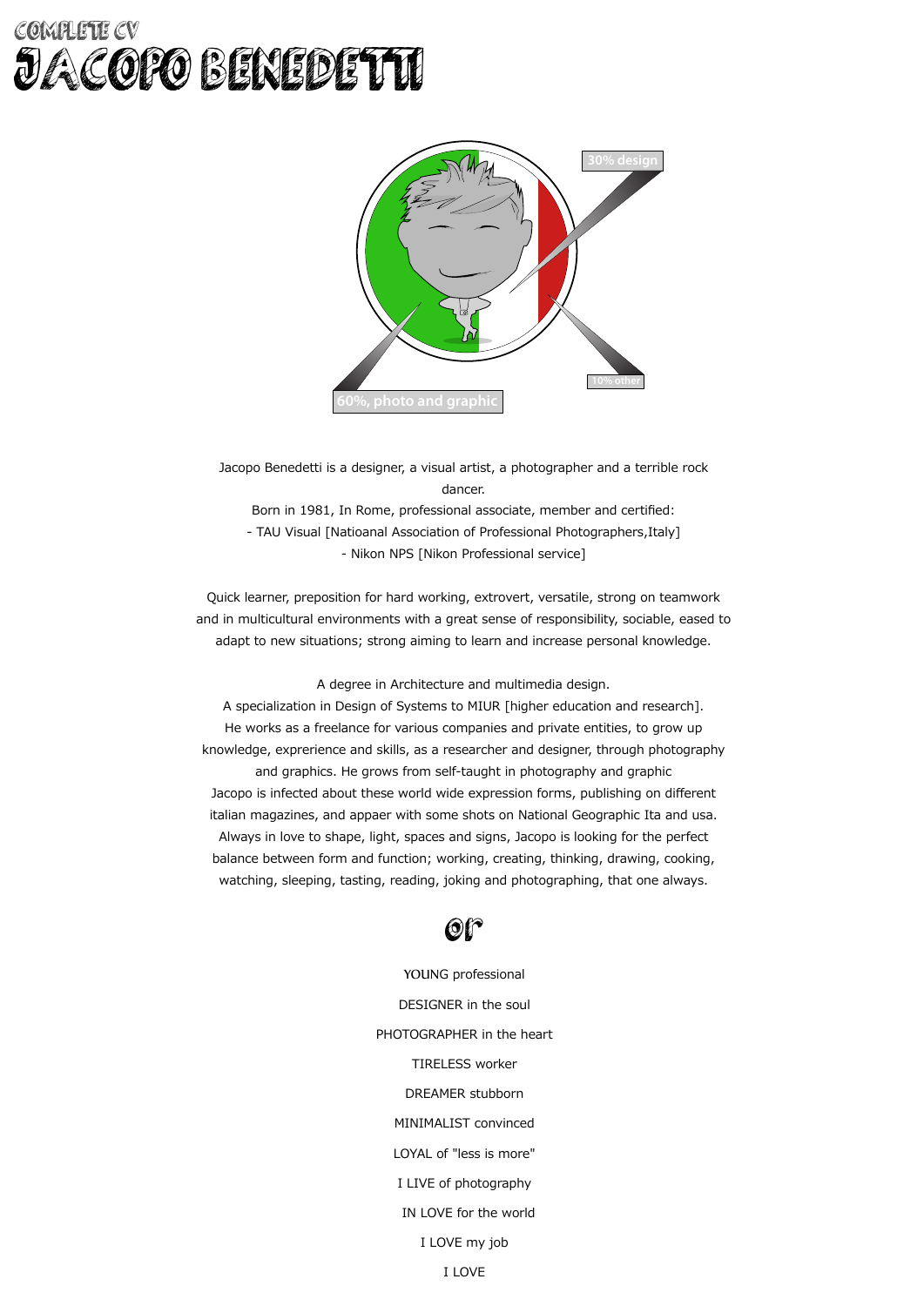COMPLETE CV

# JACOPO BENEDETTI

30% design

60%, photo and graphic

10% other

Jacopo Benedetti is a designer, a visual artist, a photographer and a terrible rock dancer.
Born in 1981, In Rome, professional associate, member and certified:
- TAU Visual [Natioanal Association of Professional Photographers,Italy]
- Nikon NPS [Nikon Professional service]

Quick learner, preposition for hard working, extrovert, versatile, strong on teamwork and in multicultural environments with a great sense of responsibility, sociable, eased to adapt to new situations; strong aiming to learn and increase personal knowledge.

A degree in Architecture and multimedia design.
A specialization in Design of Systems to MIUR [higher education and research].
He works as a freelance for various companies and private entities, to grow up knowledge, exprerience and skills, as a researcher and designer, through photography and graphics. He grows from self-taught in photography and graphic
Jacopo is infected about these world wide expression forms, publishing on different italian magazines, and appaer with some shots on National Geographic Ita and usa.
Always in love to shape, light, spaces and signs, Jacopo is looking for the perfect balance between form and function; working, creating, thinking, drawing, cooking, watching, sleeping, tasting, reading, joking and photographing, that one always.

## or

YOUNG professional

DESIGNER in the soul

PHOTOGRAPHER in the heart

TIRELESS worker

DREAMER stubborn

MINIMALIST convinced

LOYAL of "less is more"

I LIVE of photography

IN LOVE for the world

I LOVE my job

I LOVE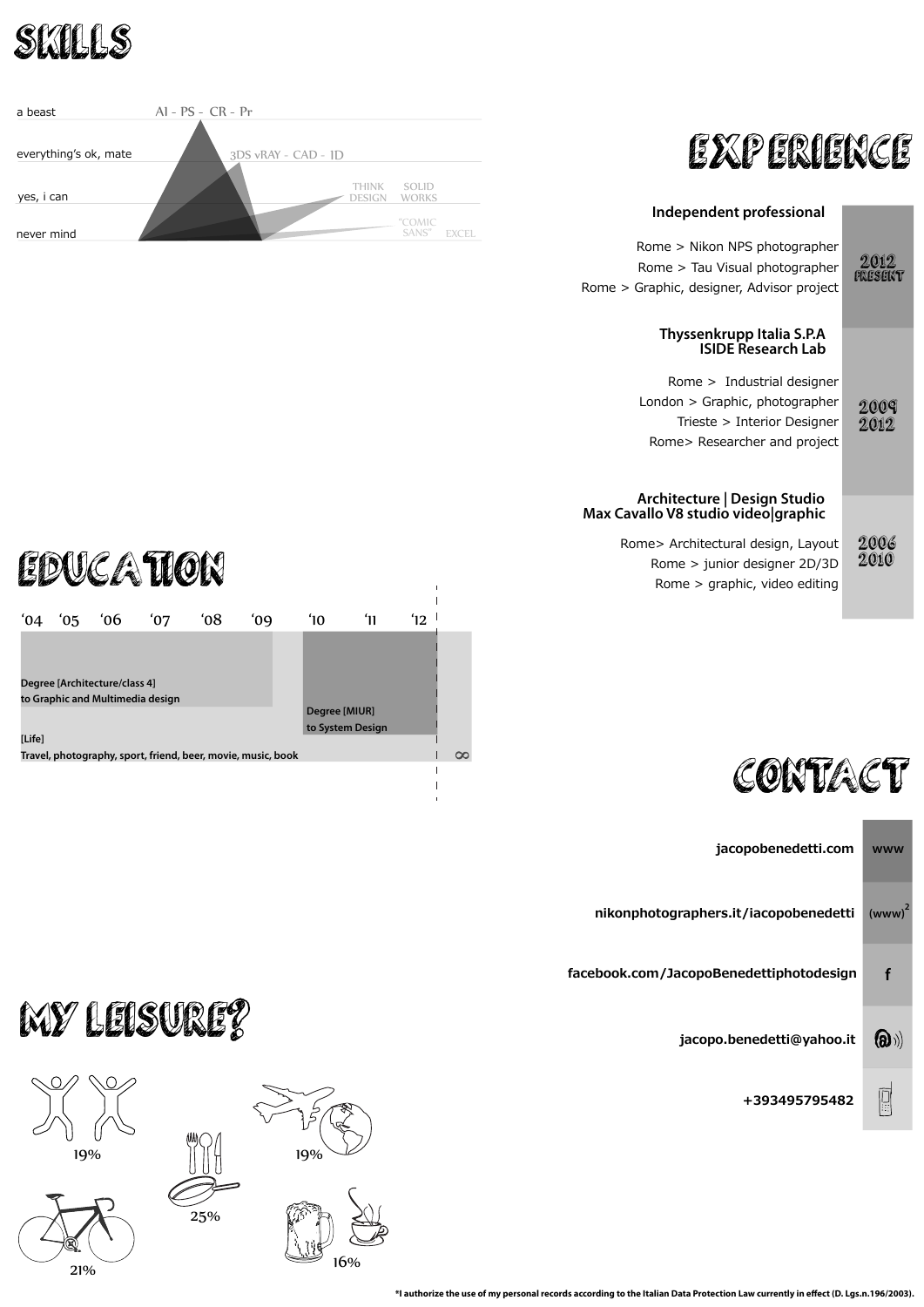# SKILLS

a beast — AI - PS - CR - Pr

everything's ok, mate — 3DS vRAY - CAD - ID

yes, i can — THINK DESIGN · SOLID WORKS

never mind — "COMIC SANS" · EXCEL

# EXPERIENCE

### Independent professional

2012 PRESENT

Rome > Nikon NPS photographer
Rome > Tau Visual photographer
Rome > Graphic, designer, Advisor project

### Thyssenkrupp Italia S.P.A ISIDE Research Lab

2009 2012

Rome > Industrial designer
London > Graphic, photographer
Trieste > Interior Designer
Rome> Researcher and project

### Architecture | Design Studio Max Cavallo V8 studio video|graphic

2006 2010

Rome> Architectural design, Layout
Rome > junior designer 2D/3D
Rome > graphic, video editing

# EDUCATION

'04 '05 '06 '07 '08 '09 '10 '11 '12

**Degree [Architecture/class 4] to Graphic and Multimedia design**

**Degree [MIUR] to System Design**

**[Life]**
**Travel, photography, sport, friend, beer, movie, music, book** ∞

# CONTACT

**jacopobenedetti.com** — www

**nikonphotographers.it/iacopobenedetti** — $(www)^2$

**facebook.com/JacopoBenedettiphotodesign** — f

**jacopo.benedetti@yahoo.it**

**+393495795482**

# MY LEISURE?

19%

25%

19%

21%

16%

**\*I authorize the use of my personal records according to the Italian Data Protection Law currently in effect (D. Lgs.n.196/2003).**